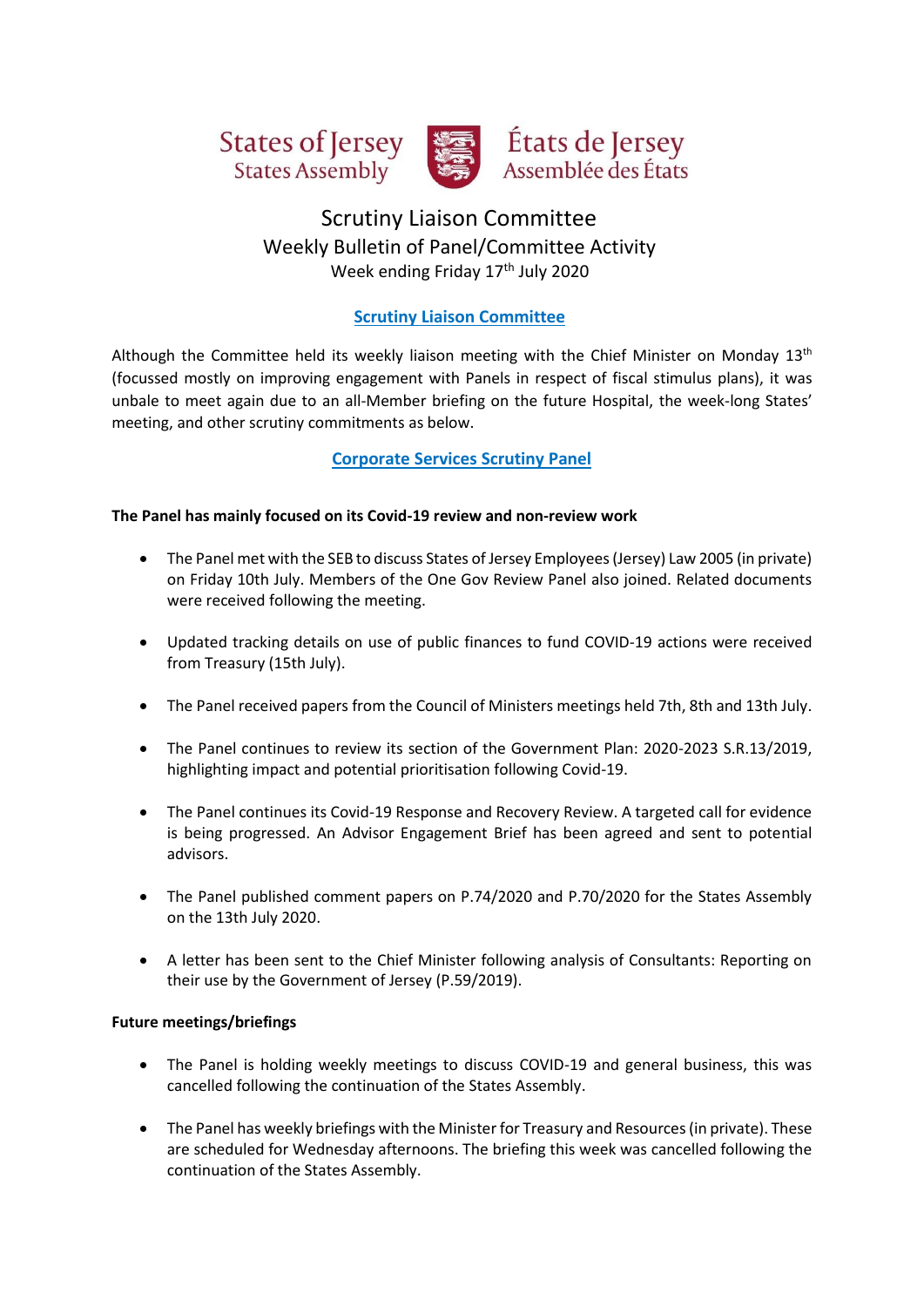States of Jersey
States Assembly

États de Jersey
Assemblée des États

# Scrutiny Liaison Committee
## Weekly Bulletin of Panel/Committee Activity
Week ending Friday 17th July 2020

## Scrutiny Liaison Committee

Although the Committee held its weekly liaison meeting with the Chief Minister on Monday 13th (focussed mostly on improving engagement with Panels in respect of fiscal stimulus plans), it was unbale to meet again due to an all-Member briefing on the future Hospital, the week-long States' meeting, and other scrutiny commitments as below.

## Corporate Services Scrutiny Panel

**The Panel has mainly focused on its Covid-19 review and non-review work**

- The Panel met with the SEB to discuss States of Jersey Employees (Jersey) Law 2005 (in private) on Friday 10th July. Members of the One Gov Review Panel also joined. Related documents were received following the meeting.
- Updated tracking details on use of public finances to fund COVID-19 actions were received from Treasury (15th July).
- The Panel received papers from the Council of Ministers meetings held 7th, 8th and 13th July.
- The Panel continues to review its section of the Government Plan: 2020-2023 S.R.13/2019, highlighting impact and potential prioritisation following Covid-19.
- The Panel continues its Covid-19 Response and Recovery Review. A targeted call for evidence is being progressed. An Advisor Engagement Brief has been agreed and sent to potential advisors.
- The Panel published comment papers on P.74/2020 and P.70/2020 for the States Assembly on the 13th July 2020.
- A letter has been sent to the Chief Minister following analysis of Consultants: Reporting on their use by the Government of Jersey (P.59/2019).

**Future meetings/briefings**

- The Panel is holding weekly meetings to discuss COVID-19 and general business, this was cancelled following the continuation of the States Assembly.
- The Panel has weekly briefings with the Minister for Treasury and Resources (in private). These are scheduled for Wednesday afternoons. The briefing this week was cancelled following the continuation of the States Assembly.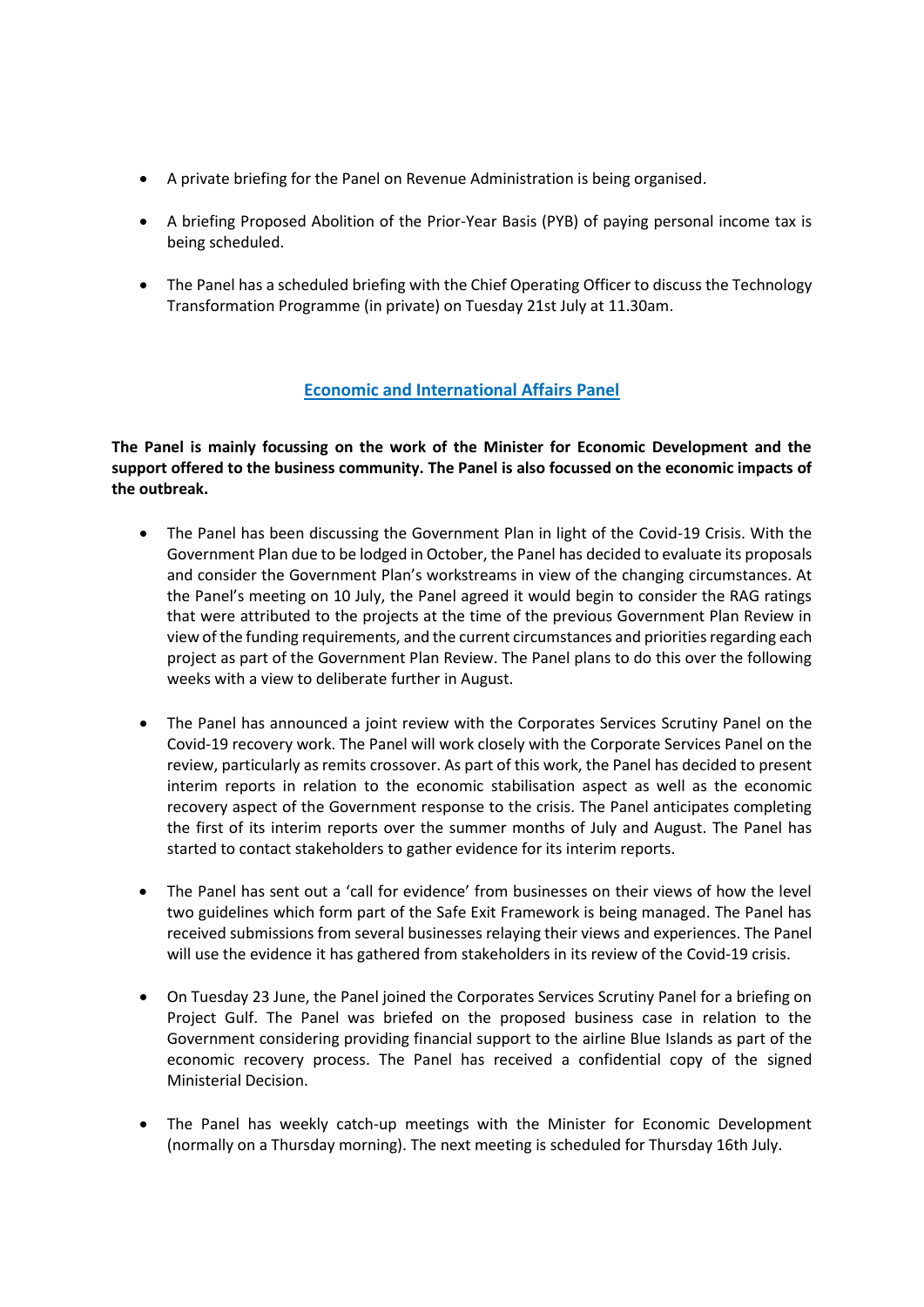- A private briefing for the Panel on Revenue Administration is being organised.
- A briefing Proposed Abolition of the Prior-Year Basis (PYB) of paying personal income tax is being scheduled.
- The Panel has a scheduled briefing with the Chief Operating Officer to discuss the Technology Transformation Programme (in private) on Tuesday 21st July at 11.30am.

## Economic and International Affairs Panel

**The Panel is mainly focussing on the work of the Minister for Economic Development and the support offered to the business community. The Panel is also focussed on the economic impacts of the outbreak.**

- The Panel has been discussing the Government Plan in light of the Covid-19 Crisis. With the Government Plan due to be lodged in October, the Panel has decided to evaluate its proposals and consider the Government Plan's workstreams in view of the changing circumstances. At the Panel's meeting on 10 July, the Panel agreed it would begin to consider the RAG ratings that were attributed to the projects at the time of the previous Government Plan Review in view of the funding requirements, and the current circumstances and priorities regarding each project as part of the Government Plan Review. The Panel plans to do this over the following weeks with a view to deliberate further in August.
- The Panel has announced a joint review with the Corporates Services Scrutiny Panel on the Covid-19 recovery work. The Panel will work closely with the Corporate Services Panel on the review, particularly as remits crossover. As part of this work, the Panel has decided to present interim reports in relation to the economic stabilisation aspect as well as the economic recovery aspect of the Government response to the crisis. The Panel anticipates completing the first of its interim reports over the summer months of July and August. The Panel has started to contact stakeholders to gather evidence for its interim reports.
- The Panel has sent out a 'call for evidence' from businesses on their views of how the level two guidelines which form part of the Safe Exit Framework is being managed. The Panel has received submissions from several businesses relaying their views and experiences. The Panel will use the evidence it has gathered from stakeholders in its review of the Covid-19 crisis.
- On Tuesday 23 June, the Panel joined the Corporates Services Scrutiny Panel for a briefing on Project Gulf. The Panel was briefed on the proposed business case in relation to the Government considering providing financial support to the airline Blue Islands as part of the economic recovery process. The Panel has received a confidential copy of the signed Ministerial Decision.
- The Panel has weekly catch-up meetings with the Minister for Economic Development (normally on a Thursday morning). The next meeting is scheduled for Thursday 16th July.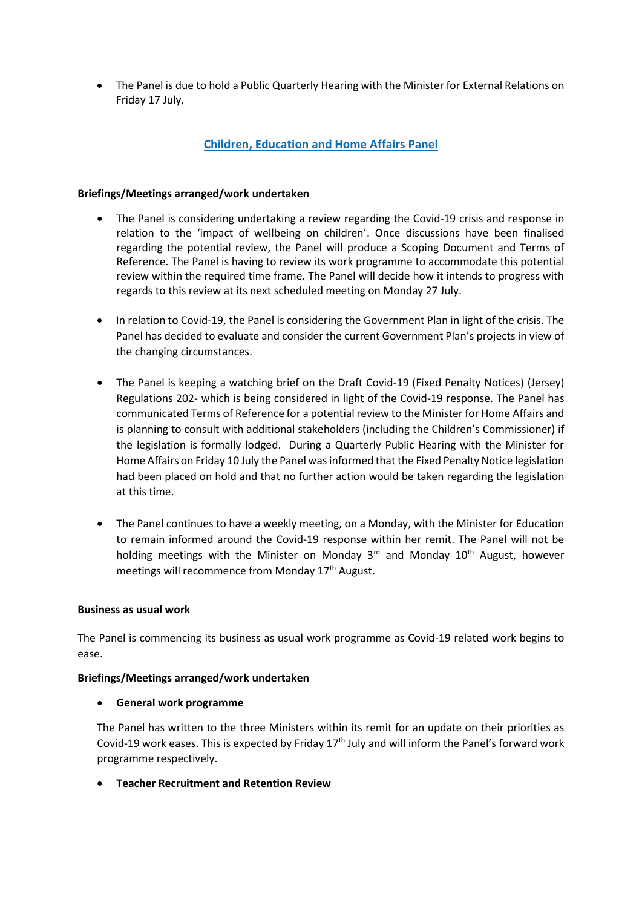- The Panel is due to hold a Public Quarterly Hearing with the Minister for External Relations on Friday 17 July.

## Children, Education and Home Affairs Panel

**Briefings/Meetings arranged/work undertaken**

- The Panel is considering undertaking a review regarding the Covid-19 crisis and response in relation to the 'impact of wellbeing on children'. Once discussions have been finalised regarding the potential review, the Panel will produce a Scoping Document and Terms of Reference. The Panel is having to review its work programme to accommodate this potential review within the required time frame. The Panel will decide how it intends to progress with regards to this review at its next scheduled meeting on Monday 27 July.

- In relation to Covid-19, the Panel is considering the Government Plan in light of the crisis. The Panel has decided to evaluate and consider the current Government Plan's projects in view of the changing circumstances.

- The Panel is keeping a watching brief on the Draft Covid-19 (Fixed Penalty Notices) (Jersey) Regulations 202- which is being considered in light of the Covid-19 response. The Panel has communicated Terms of Reference for a potential review to the Minister for Home Affairs and is planning to consult with additional stakeholders (including the Children's Commissioner) if the legislation is formally lodged. During a Quarterly Public Hearing with the Minister for Home Affairs on Friday 10 July the Panel was informed that the Fixed Penalty Notice legislation had been placed on hold and that no further action would be taken regarding the legislation at this time.

- The Panel continues to have a weekly meeting, on a Monday, with the Minister for Education to remain informed around the Covid-19 response within her remit. The Panel will not be holding meetings with the Minister on Monday 3rd and Monday 10th August, however meetings will recommence from Monday 17th August.

**Business as usual work**

The Panel is commencing its business as usual work programme as Covid-19 related work begins to ease.

**Briefings/Meetings arranged/work undertaken**

- **General work programme**

The Panel has written to the three Ministers within its remit for an update on their priorities as Covid-19 work eases. This is expected by Friday 17th July and will inform the Panel's forward work programme respectively.

- **Teacher Recruitment and Retention Review**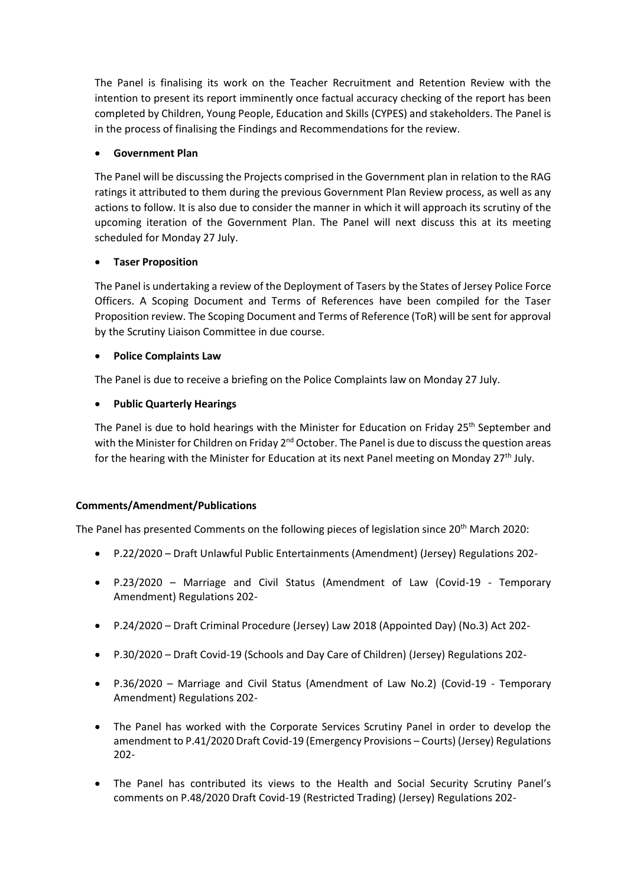The Panel is finalising its work on the Teacher Recruitment and Retention Review with the intention to present its report imminently once factual accuracy checking of the report has been completed by Children, Young People, Education and Skills (CYPES) and stakeholders. The Panel is in the process of finalising the Findings and Recommendations for the review.

- **Government Plan**

The Panel will be discussing the Projects comprised in the Government plan in relation to the RAG ratings it attributed to them during the previous Government Plan Review process, as well as any actions to follow. It is also due to consider the manner in which it will approach its scrutiny of the upcoming iteration of the Government Plan. The Panel will next discuss this at its meeting scheduled for Monday 27 July.

- **Taser Proposition**

The Panel is undertaking a review of the Deployment of Tasers by the States of Jersey Police Force Officers. A Scoping Document and Terms of References have been compiled for the Taser Proposition review. The Scoping Document and Terms of Reference (ToR) will be sent for approval by the Scrutiny Liaison Committee in due course.

- **Police Complaints Law**

The Panel is due to receive a briefing on the Police Complaints law on Monday 27 July.

- **Public Quarterly Hearings**

The Panel is due to hold hearings with the Minister for Education on Friday 25th September and with the Minister for Children on Friday 2nd October. The Panel is due to discuss the question areas for the hearing with the Minister for Education at its next Panel meeting on Monday 27th July.

**Comments/Amendment/Publications**

The Panel has presented Comments on the following pieces of legislation since 20th March 2020:

- P.22/2020 – Draft Unlawful Public Entertainments (Amendment) (Jersey) Regulations 202-
- P.23/2020 – Marriage and Civil Status (Amendment of Law (Covid-19 - Temporary Amendment) Regulations 202-
- P.24/2020 – Draft Criminal Procedure (Jersey) Law 2018 (Appointed Day) (No.3) Act 202-
- P.30/2020 – Draft Covid-19 (Schools and Day Care of Children) (Jersey) Regulations 202-
- P.36/2020 – Marriage and Civil Status (Amendment of Law No.2) (Covid-19 - Temporary Amendment) Regulations 202-
- The Panel has worked with the Corporate Services Scrutiny Panel in order to develop the amendment to P.41/2020 Draft Covid-19 (Emergency Provisions – Courts) (Jersey) Regulations 202-
- The Panel has contributed its views to the Health and Social Security Scrutiny Panel's comments on P.48/2020 Draft Covid-19 (Restricted Trading) (Jersey) Regulations 202-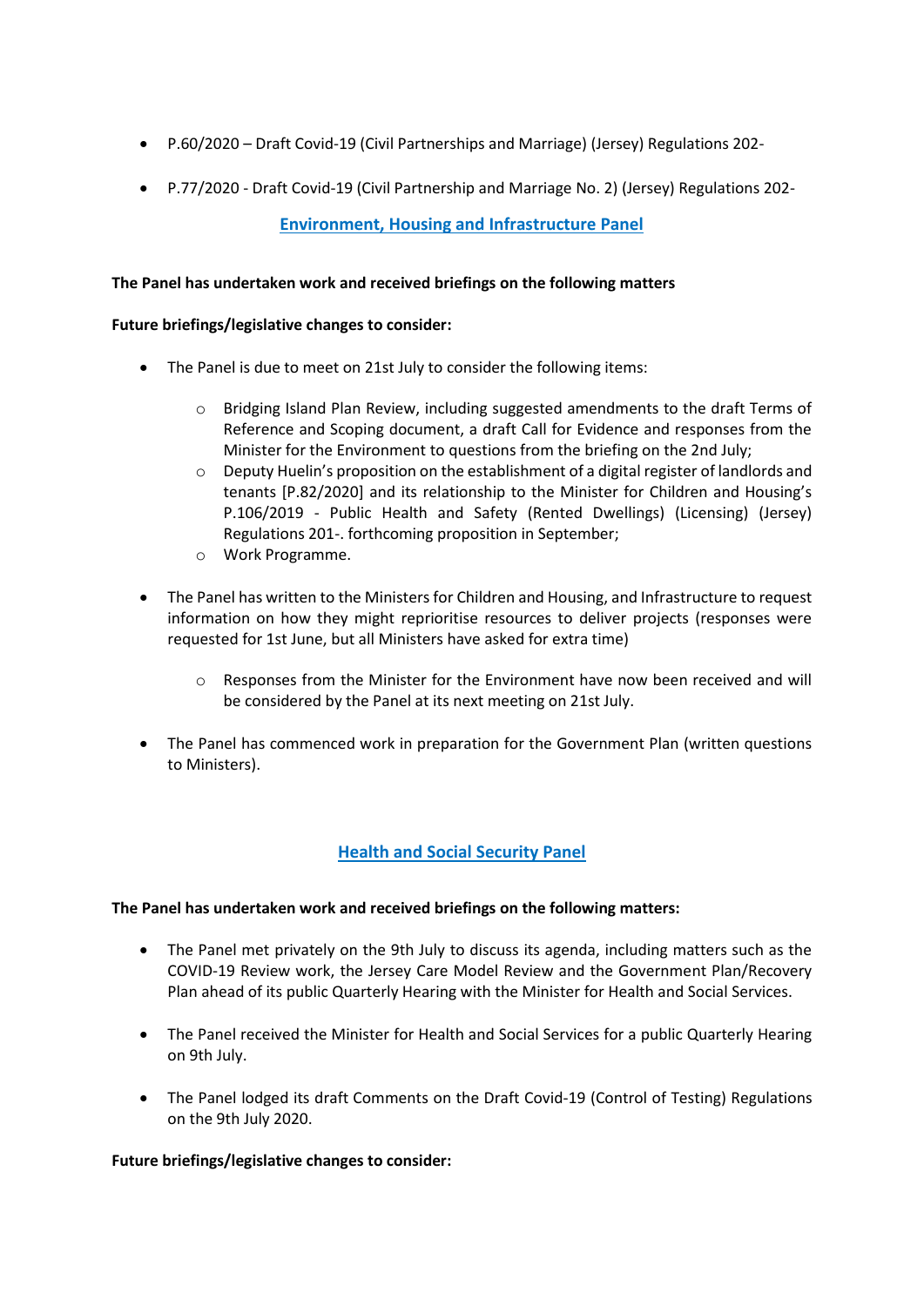- P.60/2020 – Draft Covid-19 (Civil Partnerships and Marriage) (Jersey) Regulations 202-
- P.77/2020 - Draft Covid-19 (Civil Partnership and Marriage No. 2) (Jersey) Regulations 202-

## Environment, Housing and Infrastructure Panel

**The Panel has undertaken work and received briefings on the following matters**

**Future briefings/legislative changes to consider:**

- The Panel is due to meet on 21st July to consider the following items:
  - Bridging Island Plan Review, including suggested amendments to the draft Terms of Reference and Scoping document, a draft Call for Evidence and responses from the Minister for the Environment to questions from the briefing on the 2nd July;
  - Deputy Huelin's proposition on the establishment of a digital register of landlords and tenants [P.82/2020] and its relationship to the Minister for Children and Housing's P.106/2019 - Public Health and Safety (Rented Dwellings) (Licensing) (Jersey) Regulations 201-. forthcoming proposition in September;
  - Work Programme.
- The Panel has written to the Ministers for Children and Housing, and Infrastructure to request information on how they might reprioritise resources to deliver projects (responses were requested for 1st June, but all Ministers have asked for extra time)
  - Responses from the Minister for the Environment have now been received and will be considered by the Panel at its next meeting on 21st July.
- The Panel has commenced work in preparation for the Government Plan (written questions to Ministers).

## Health and Social Security Panel

**The Panel has undertaken work and received briefings on the following matters:**

- The Panel met privately on the 9th July to discuss its agenda, including matters such as the COVID-19 Review work, the Jersey Care Model Review and the Government Plan/Recovery Plan ahead of its public Quarterly Hearing with the Minister for Health and Social Services.
- The Panel received the Minister for Health and Social Services for a public Quarterly Hearing on 9th July.
- The Panel lodged its draft Comments on the Draft Covid-19 (Control of Testing) Regulations on the 9th July 2020.

**Future briefings/legislative changes to consider:**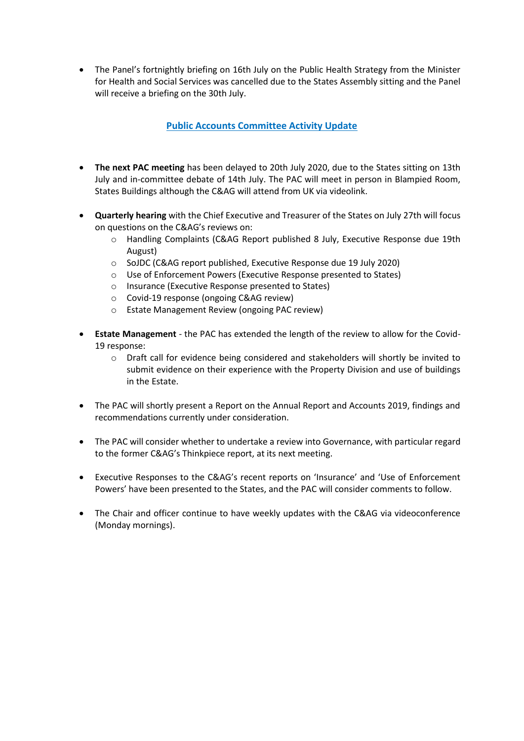- The Panel's fortnightly briefing on 16th July on the Public Health Strategy from the Minister for Health and Social Services was cancelled due to the States Assembly sitting and the Panel will receive a briefing on the 30th July.

## Public Accounts Committee Activity Update

- **The next PAC meeting** has been delayed to 20th July 2020, due to the States sitting on 13th July and in-committee debate of 14th July. The PAC will meet in person in Blampied Room, States Buildings although the C&AG will attend from UK via videolink.

- **Quarterly hearing** with the Chief Executive and Treasurer of the States on July 27th will focus on questions on the C&AG's reviews on:
  - Handling Complaints (C&AG Report published 8 July, Executive Response due 19th August)
  - SoJDC (C&AG report published, Executive Response due 19 July 2020)
  - Use of Enforcement Powers (Executive Response presented to States)
  - Insurance (Executive Response presented to States)
  - Covid-19 response (ongoing C&AG review)
  - Estate Management Review (ongoing PAC review)

- **Estate Management** - the PAC has extended the length of the review to allow for the Covid-19 response:
  - Draft call for evidence being considered and stakeholders will shortly be invited to submit evidence on their experience with the Property Division and use of buildings in the Estate.

- The PAC will shortly present a Report on the Annual Report and Accounts 2019, findings and recommendations currently under consideration.

- The PAC will consider whether to undertake a review into Governance, with particular regard to the former C&AG's Thinkpiece report, at its next meeting.

- Executive Responses to the C&AG's recent reports on 'Insurance' and 'Use of Enforcement Powers' have been presented to the States, and the PAC will consider comments to follow.

- The Chair and officer continue to have weekly updates with the C&AG via videoconference (Monday mornings).